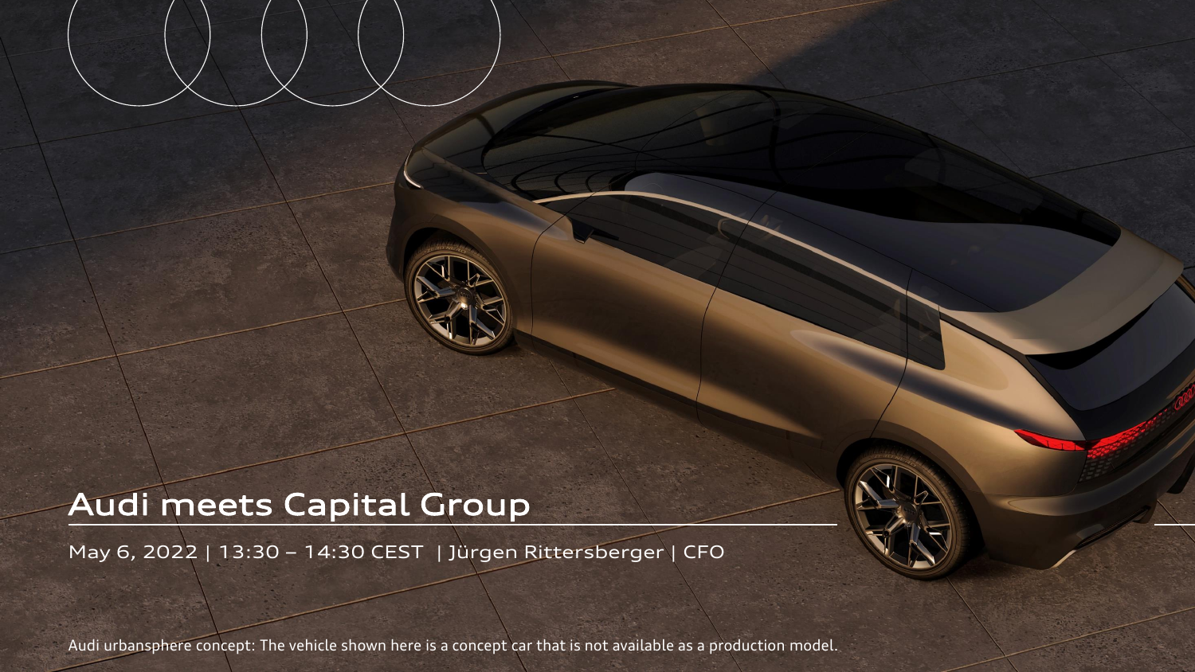# Audi meets Capital Group

May 6, 2022 | 13:30 – 14:30 CEST | Jürgen Rittersberger | CFO

Audi urbansphere concept: The vehicle shown here is a concept car that is not available as a production model.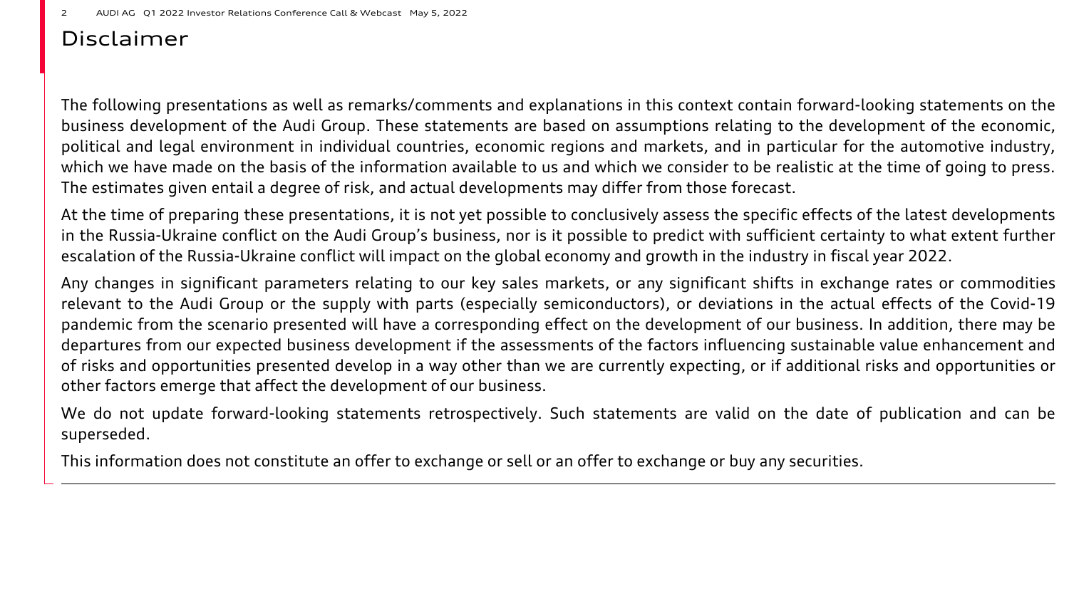# Disclaimer

The following presentations as well as remarks/comments and explanations in this context contain forward-looking statements on the business development of the Audi Group. These statements are based on assumptions relating to the development of the economic, political and legal environment in individual countries, economic regions and markets, and in particular for the automotive industry, which we have made on the basis of the information available to us and which we consider to be realistic at the time of going to press. The estimates given entail a degree of risk, and actual developments may differ from those forecast.

At the time of preparing these presentations, it is not yet possible to conclusively assess the specific effects of the latest developments in the Russia-Ukraine conflict on the Audi Group's business, nor is it possible to predict with sufficient certainty to what extent further escalation of the Russia-Ukraine conflict will impact on the global economy and growth in the industry in fiscal year 2022.

Any changes in significant parameters relating to our key sales markets, or any significant shifts in exchange rates or commodities relevant to the Audi Group or the supply with parts (especially semiconductors), or deviations in the actual effects of the Covid-19 pandemic from the scenario presented will have a corresponding effect on the development of our business. In addition, there may be departures from our expected business development if the assessments of the factors influencing sustainable value enhancement and of risks and opportunities presented develop in a way other than we are currently expecting, or if additional risks and opportunities or other factors emerge that affect the development of our business.

We do not update forward-looking statements retrospectively. Such statements are valid on the date of publication and can be superseded.

This information does not constitute an offer to exchange or sell or an offer to exchange or buy any securities.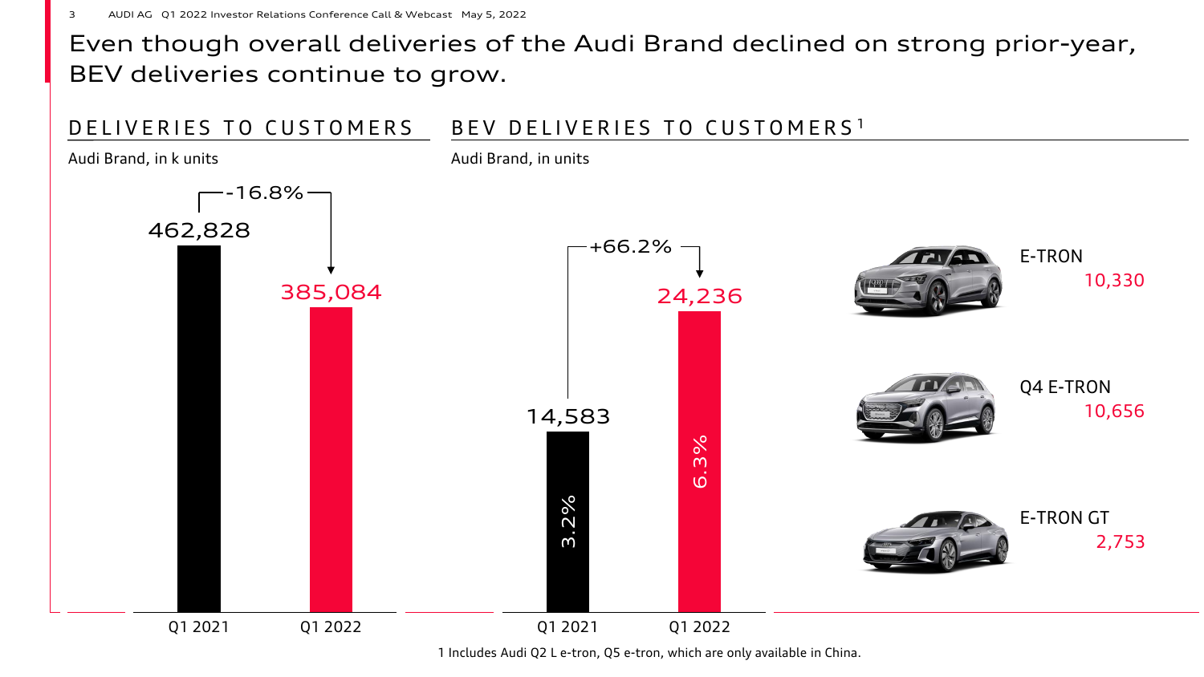# Even though overall deliveries of the Audi Brand declined on strong prior-year, BEV deliveries continue to grow.

## DELIVERIES TO CUSTOMERS

Audi Brand, in k units

| | Q1 2021 | Q1 2022 |
|---|---|---|
| Deliveries | 462,828 | 385,084 |
| Change | | -16.8% |

## BEV DELIVERIES TO CUSTOMERS[1]

Audi Brand, in units

| | Q1 2021 | Q1 2022 |
|---|---|---|
| BEV deliveries | 14,583 | 24,236 |
| Share | 3.2% | 6.3% |
| Change | | +66.2% |

| Model | Q1 2022 |
|---|---|
| E-TRON | 10,330 |
| Q4 E-TRON | 10,656 |
| E-TRON GT | 2,753 |

1 Includes Audi Q2 L e-tron, Q5 e-tron, which are only available in China.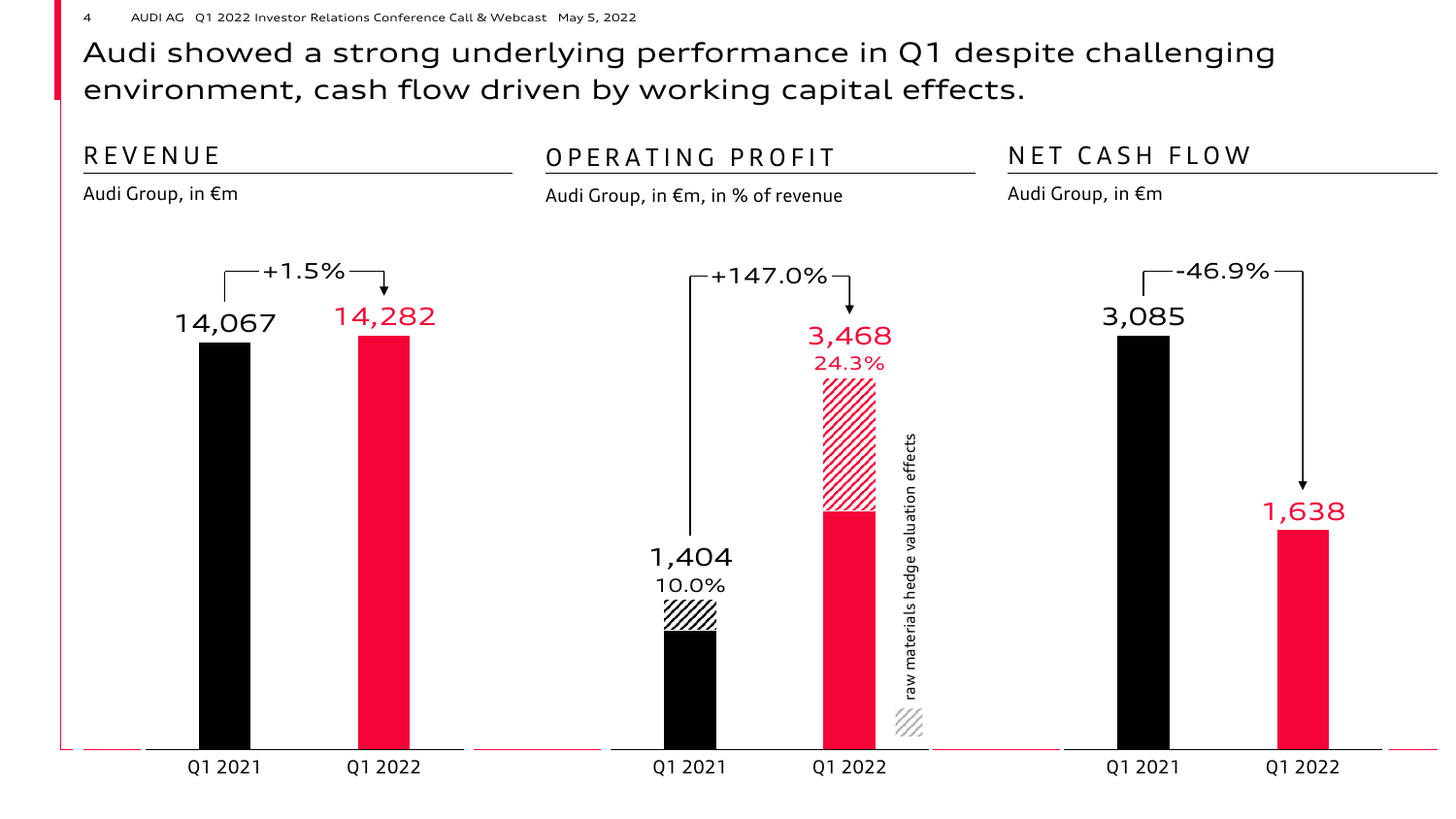# Audi showed a strong underlying performance in Q1 despite challenging environment, cash flow driven by working capital effects.

## REVENUE

Audi Group, in €m

| | Q1 2021 | Q1 2022 |
|---|---|---|
| Revenue | 14,067 | 14,282 |
| Change | | +1.5% |

## OPERATING PROFIT

Audi Group, in €m, in % of revenue

| | Q1 2021 | Q1 2022 |
|---|---|---|
| Operating profit | 1,404 | 3,468 |
| in % of revenue | 10.0% | 24.3% |
| Change | | +147.0% |

Hatched area: raw materials hedge valuation effects

## NET CASH FLOW

Audi Group, in €m

| | Q1 2021 | Q1 2022 |
|---|---|---|
| Net cash flow | 3,085 | 1,638 |
| Change | | -46.9% |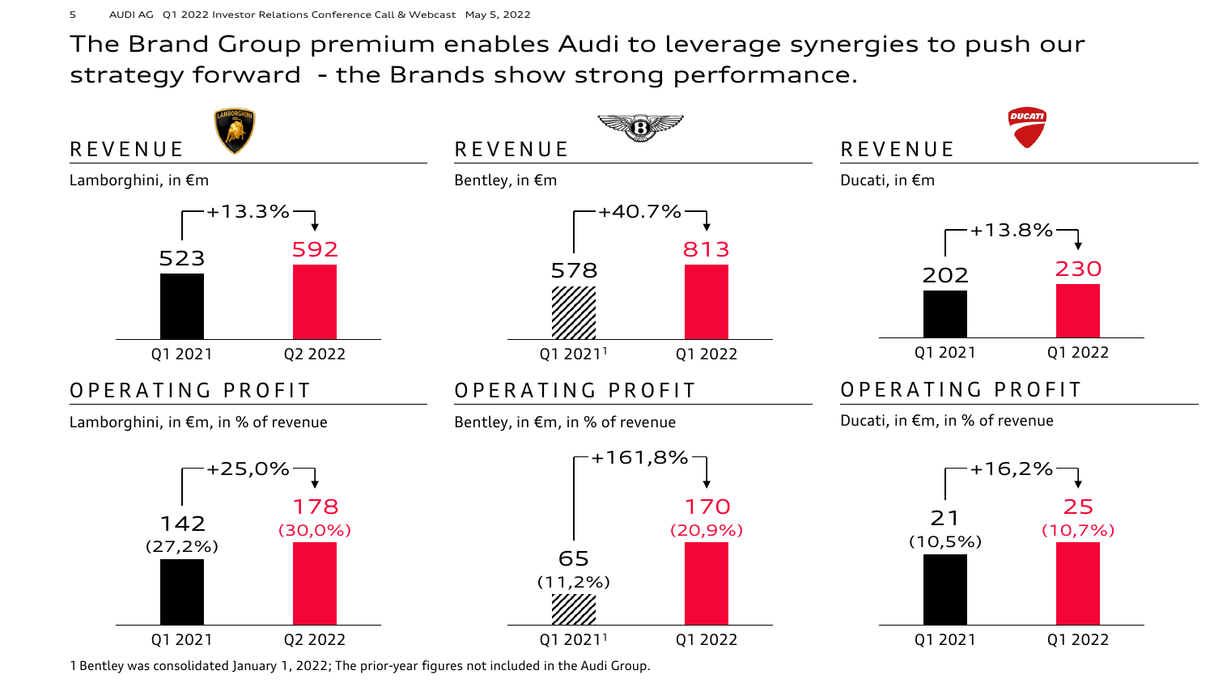# The Brand Group premium enables Audi to leverage synergies to push our strategy forward - the Brands show strong performance.

## REVENUE

Lamborghini, in €m

| Q1 2021 | Q2 2022 |
|---|---|
| 523 | 592 |

+13.3%

## REVENUE

Bentley, in €m

| Q1 2021[1] | Q1 2022 |
|---|---|
| 578 | 813 |

+40.7%

## REVENUE

Ducati, in €m

| Q1 2021 | Q1 2022 |
|---|---|
| 202 | 230 |

+13.8%

## OPERATING PROFIT

Lamborghini, in €m, in % of revenue

| Q1 2021 | Q2 2022 |
|---|---|
| 142 (27,2%) | 178 (30,0%) |

+25,0%

## OPERATING PROFIT

Bentley, in €m, in % of revenue

| Q1 2021[1] | Q1 2022 |
|---|---|
| 65 (11,2%) | 170 (20,9%) |

+161,8%

## OPERATING PROFIT

Ducati, in €m, in % of revenue

| Q1 2021 | Q1 2022 |
|---|---|
| 21 (10,5%) | 25 (10,7%) |

+16,2%

1 Bentley was consolidated January 1, 2022; The prior-year figures not included in the Audi Group.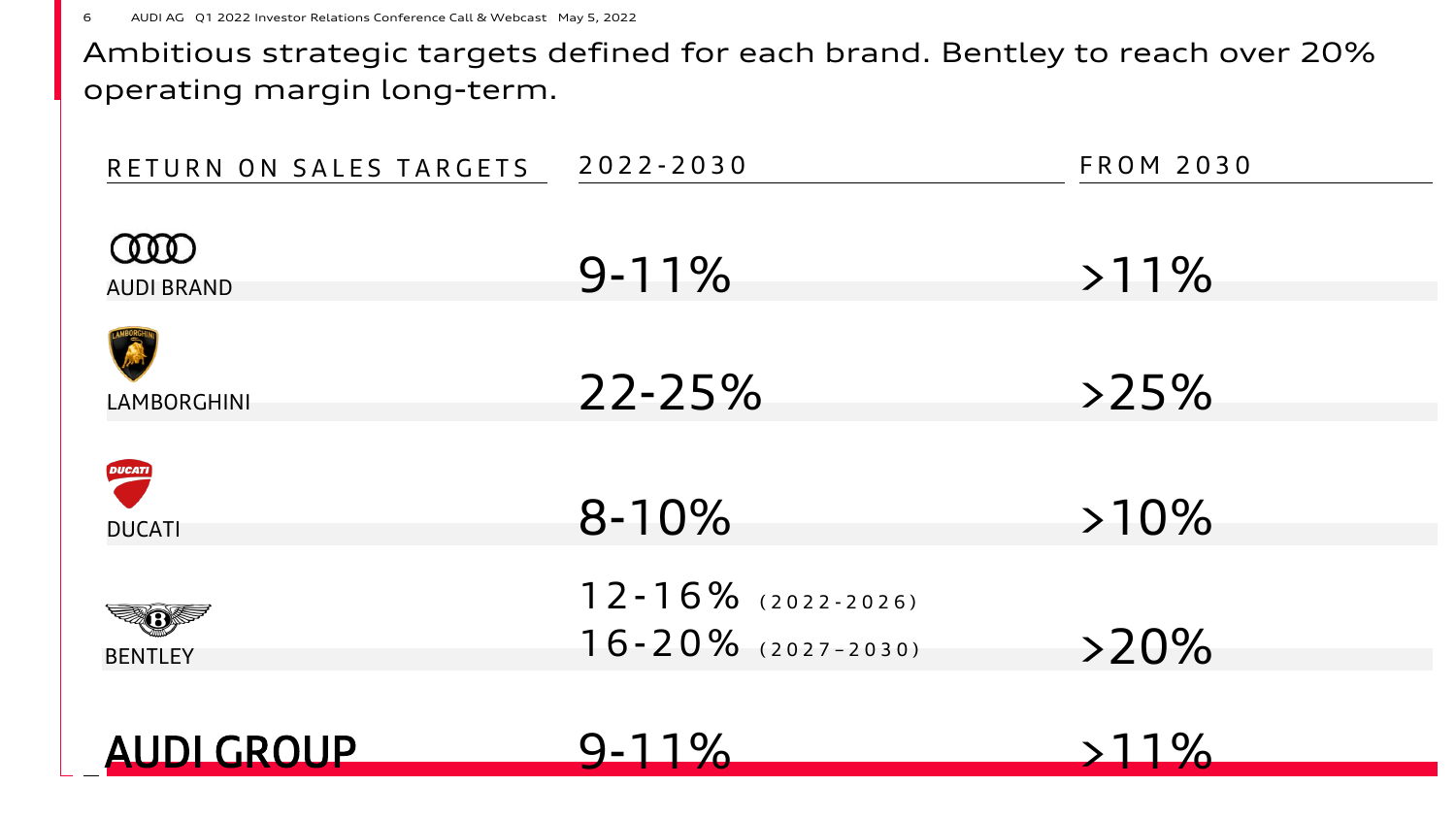# Ambitious strategic targets defined for each brand. Bentley to reach over 20% operating margin long-term.

| RETURN ON SALES TARGETS | 2022-2030 | FROM 2030 |
|---|---|---|
| AUDI BRAND | 9-11% | >11% |
| LAMBORGHINI | 22-25% | >25% |
| DUCATI | 8-10% | >10% |
| BENTLEY | 12-16% (2022-2026)<br>16-20% (2027-2030) | >20% |
| **AUDI GROUP** | 9-11% | >11% |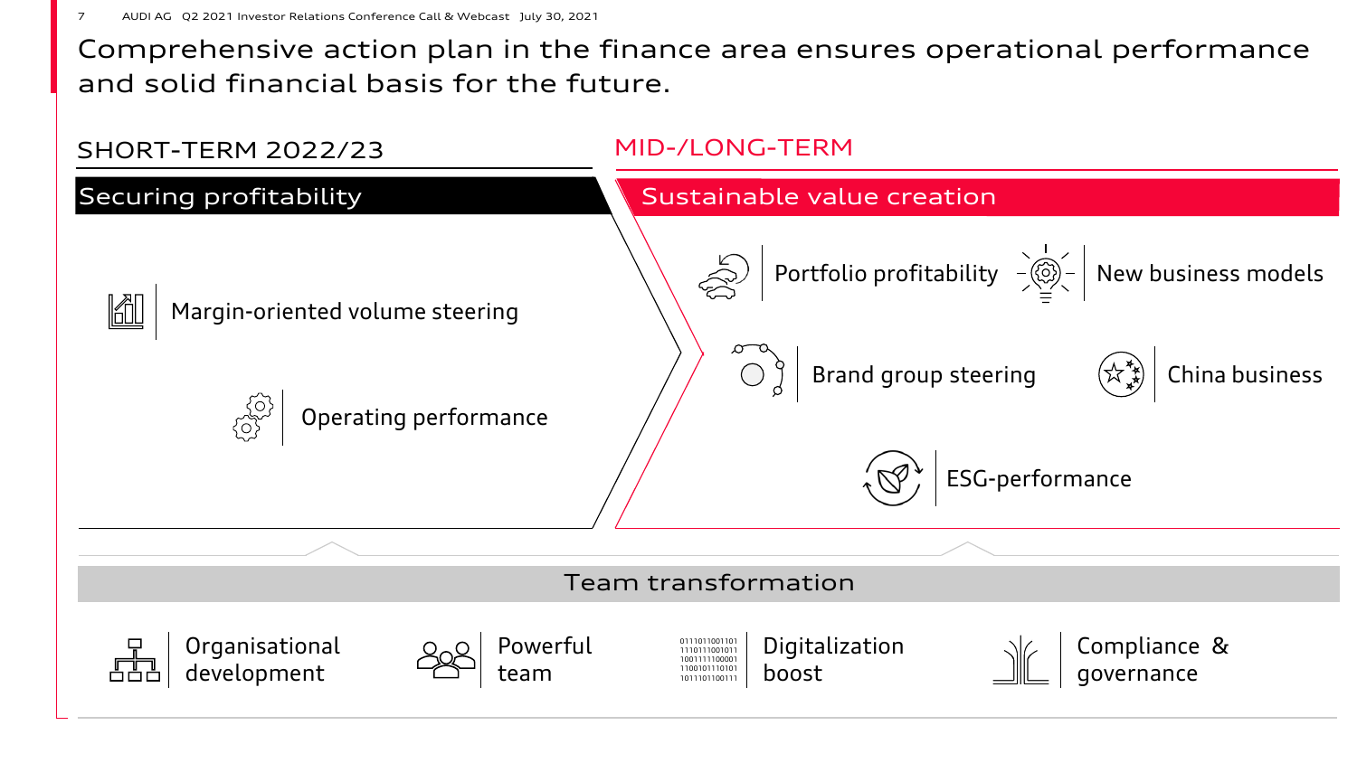# Comprehensive action plan in the finance area ensures operational performance and solid financial basis for the future.

## SHORT-TERM 2022/23

### Securing profitability

- Margin-oriented volume steering
- Operating performance

## MID-/LONG-TERM

### Sustainable value creation

- Portfolio profitability
- New business models
- Brand group steering
- China business
- ESG-performance

## Team transformation

- Organisational development
- Powerful team
- Digitalization boost
- Compliance & governance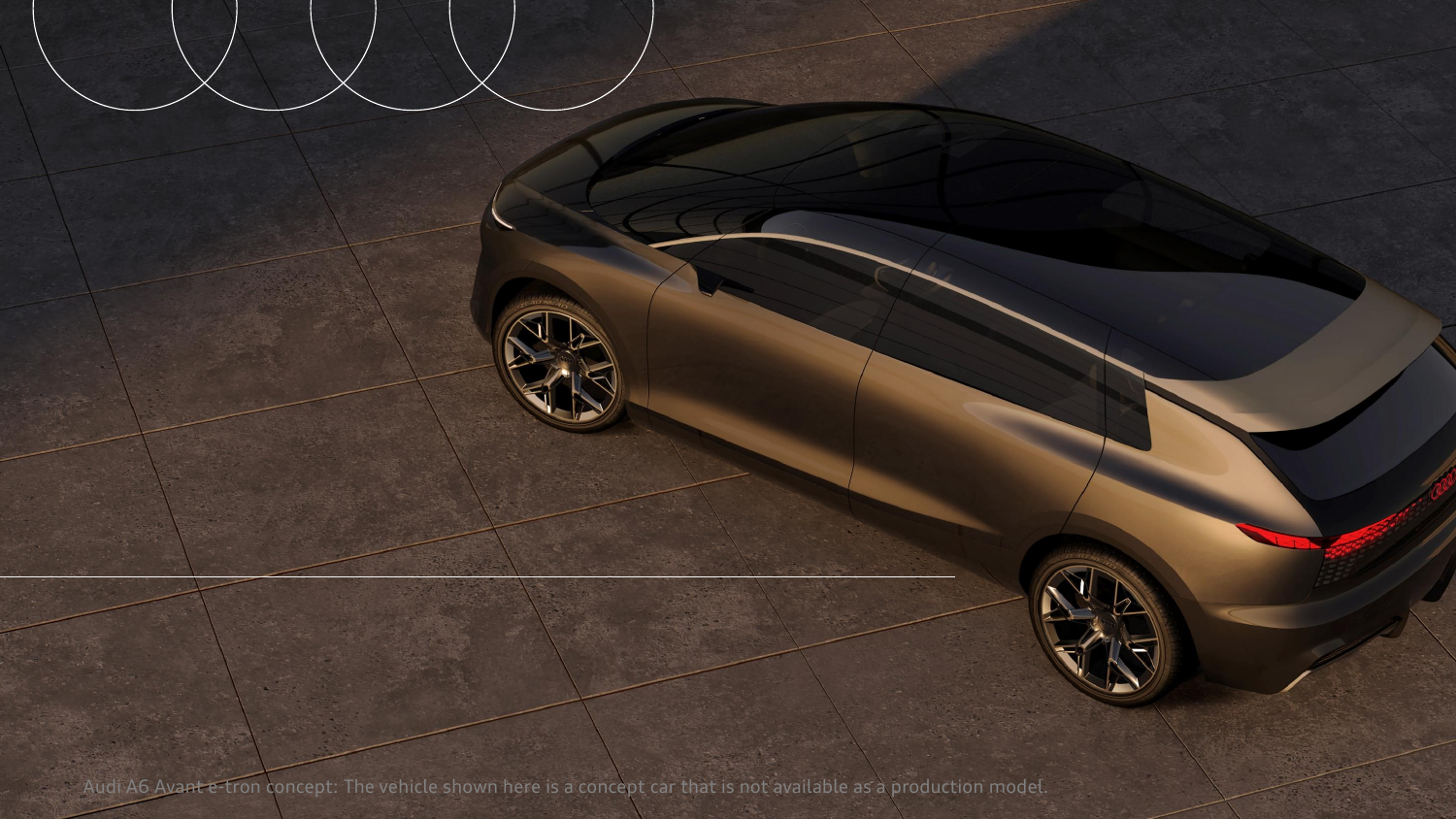Audi A6 Avant e-tron concept: The vehicle shown here is a concept car that is not available as a production model.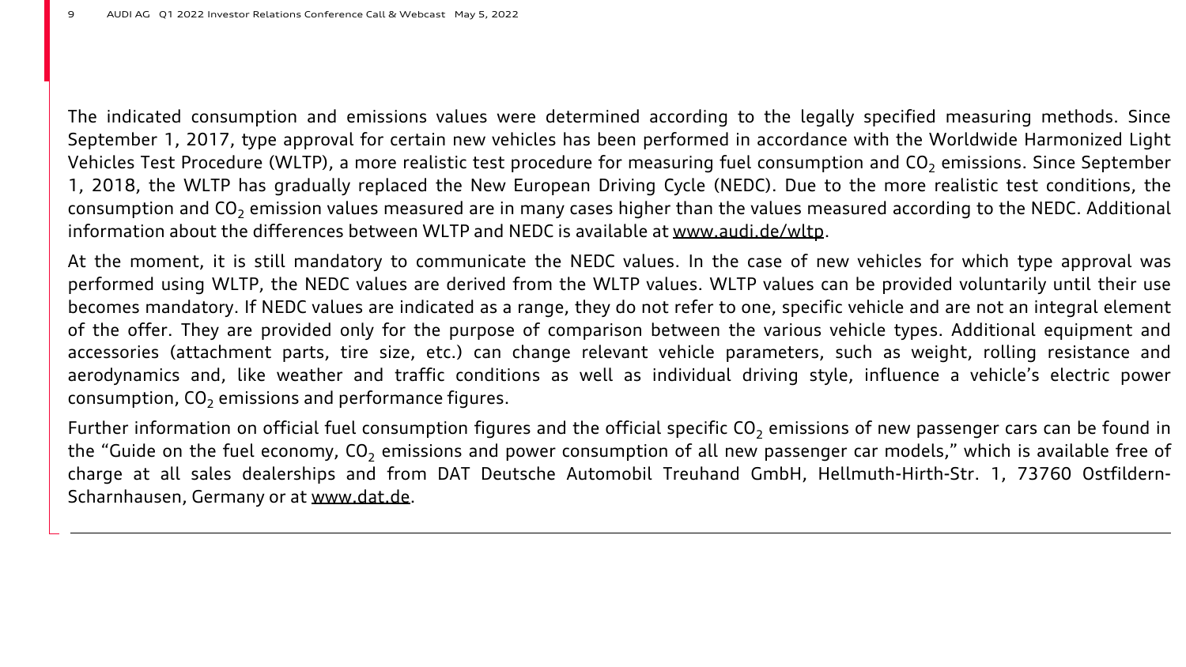The indicated consumption and emissions values were determined according to the legally specified measuring methods. Since September 1, 2017, type approval for certain new vehicles has been performed in accordance with the Worldwide Harmonized Light Vehicles Test Procedure (WLTP), a more realistic test procedure for measuring fuel consumption and $CO_2$ emissions. Since September 1, 2018, the WLTP has gradually replaced the New European Driving Cycle (NEDC). Due to the more realistic test conditions, the consumption and $CO_2$ emission values measured are in many cases higher than the values measured according to the NEDC. Additional information about the differences between WLTP and NEDC is available at www.audi.de/wltp.

At the moment, it is still mandatory to communicate the NEDC values. In the case of new vehicles for which type approval was performed using WLTP, the NEDC values are derived from the WLTP values. WLTP values can be provided voluntarily until their use becomes mandatory. If NEDC values are indicated as a range, they do not refer to one, specific vehicle and are not an integral element of the offer. They are provided only for the purpose of comparison between the various vehicle types. Additional equipment and accessories (attachment parts, tire size, etc.) can change relevant vehicle parameters, such as weight, rolling resistance and aerodynamics and, like weather and traffic conditions as well as individual driving style, influence a vehicle's electric power consumption, $CO_2$ emissions and performance figures.

Further information on official fuel consumption figures and the official specific $CO_2$ emissions of new passenger cars can be found in the "Guide on the fuel economy, $CO_2$ emissions and power consumption of all new passenger car models," which is available free of charge at all sales dealerships and from DAT Deutsche Automobil Treuhand GmbH, Hellmuth-Hirth-Str. 1, 73760 Ostfildern-Scharnhausen, Germany or at www.dat.de.